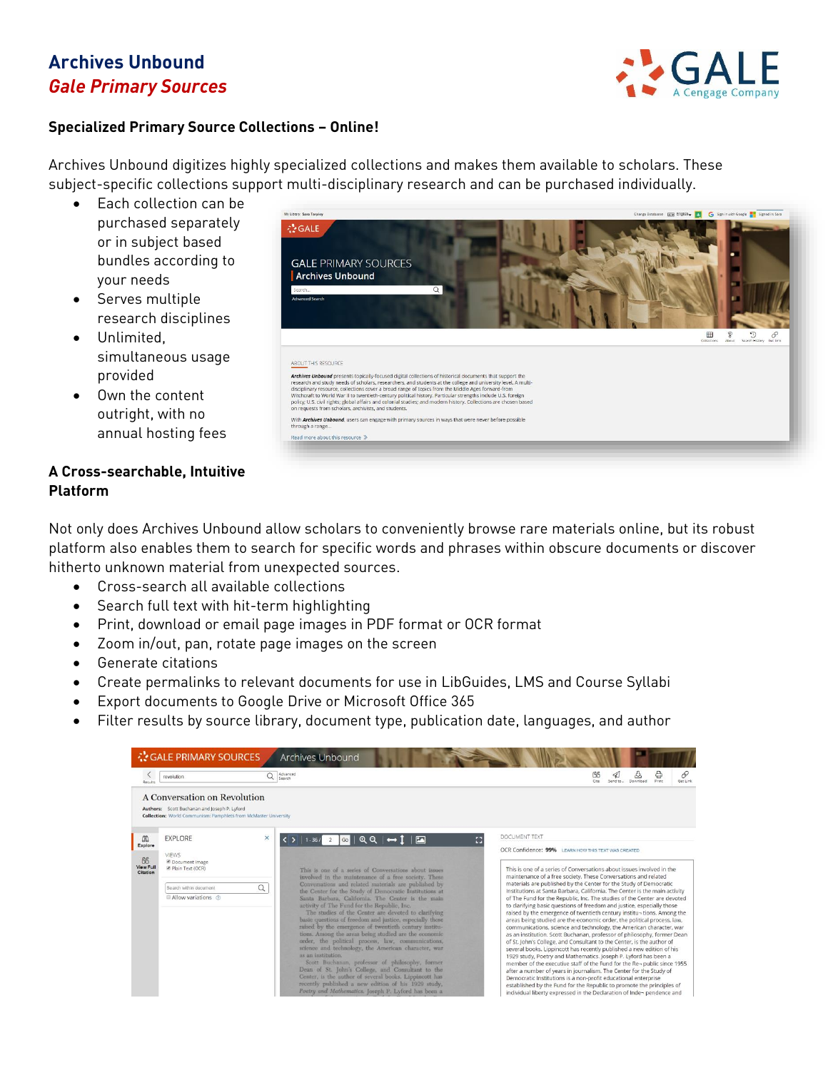# Archives Unbound

## *Gale Primary Sources*

**Specialized Primary Source Collections – Online!**

Archives Unbound digitizes highly specialized collections and makes them available to scholars. These subject-specific collections support multi-disciplinary research and can be purchased individually.

- Each collection can be purchased separately or in subject based bundles according to your needs
- Serves multiple research disciplines
- Unlimited, simultaneous usage provided
- Own the content outright, with no annual hosting fees

**A Cross-searchable, Intuitive Platform**

Not only does Archives Unbound allow scholars to conveniently browse rare materials online, but its robust platform also enables them to search for specific words and phrases within obscure documents or discover hitherto unknown material from unexpected sources.

- Cross-search all available collections
- Search full text with hit-term highlighting
- Print, download or email page images in PDF format or OCR format
- Zoom in/out, pan, rotate page images on the screen
- Generate citations
- Create permalinks to relevant documents for use in LibGuides, LMS and Course Syllabi
- Export documents to Google Drive or Microsoft Office 365
- Filter results by source library, document type, publication date, languages, and author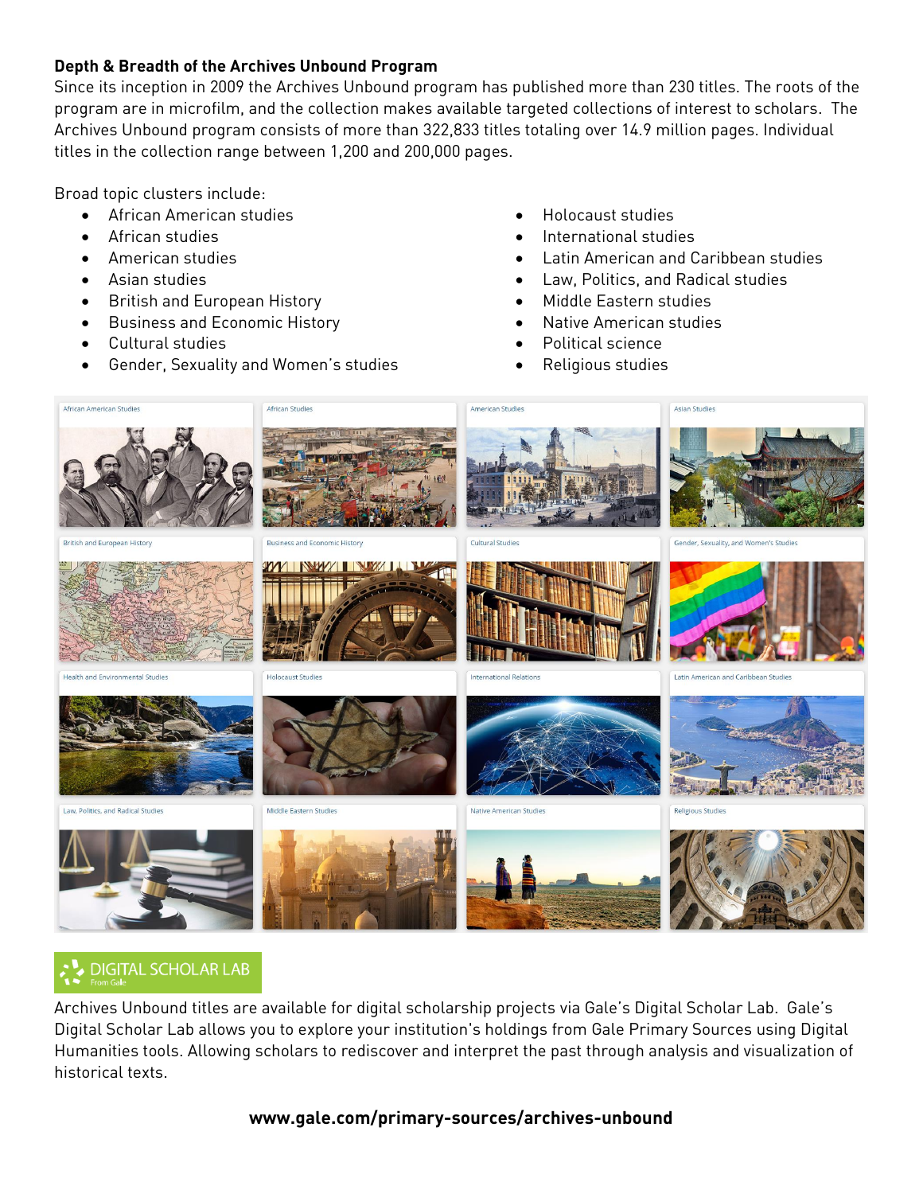**Depth & Breadth of the Archives Unbound Program**

Since its inception in 2009 the Archives Unbound program has published more than 230 titles. The roots of the program are in microfilm, and the collection makes available targeted collections of interest to scholars. The Archives Unbound program consists of more than 322,833 titles totaling over 14.9 million pages. Individual titles in the collection range between 1,200 and 200,000 pages.

Broad topic clusters include:

- African American studies
- African studies
- American studies
- Asian studies
- British and European History
- Business and Economic History
- Cultural studies
- Gender, Sexuality and Women's studies
- Holocaust studies
- International studies
- Latin American and Caribbean studies
- Law, Politics, and Radical studies
- Middle Eastern studies
- Native American studies
- Political science
- Religious studies

African American Studies
African Studies
American Studies
Asian Studies
British and European History
Business and Economic History
Cultural Studies
Gender, Sexuality, and Women's Studies
Health and Environmental Studies
Holocaust Studies
International Relations
Latin American and Caribbean Studies
Law, Politics, and Radical Studies
Middle Eastern Studies
Native American Studies
Religious Studies

DIGITAL SCHOLAR LAB
From Gale

Archives Unbound titles are available for digital scholarship projects via Gale's Digital Scholar Lab. Gale's Digital Scholar Lab allows you to explore your institution's holdings from Gale Primary Sources using Digital Humanities tools. Allowing scholars to rediscover and interpret the past through analysis and visualization of historical texts.

**www.gale.com/primary-sources/archives-unbound**